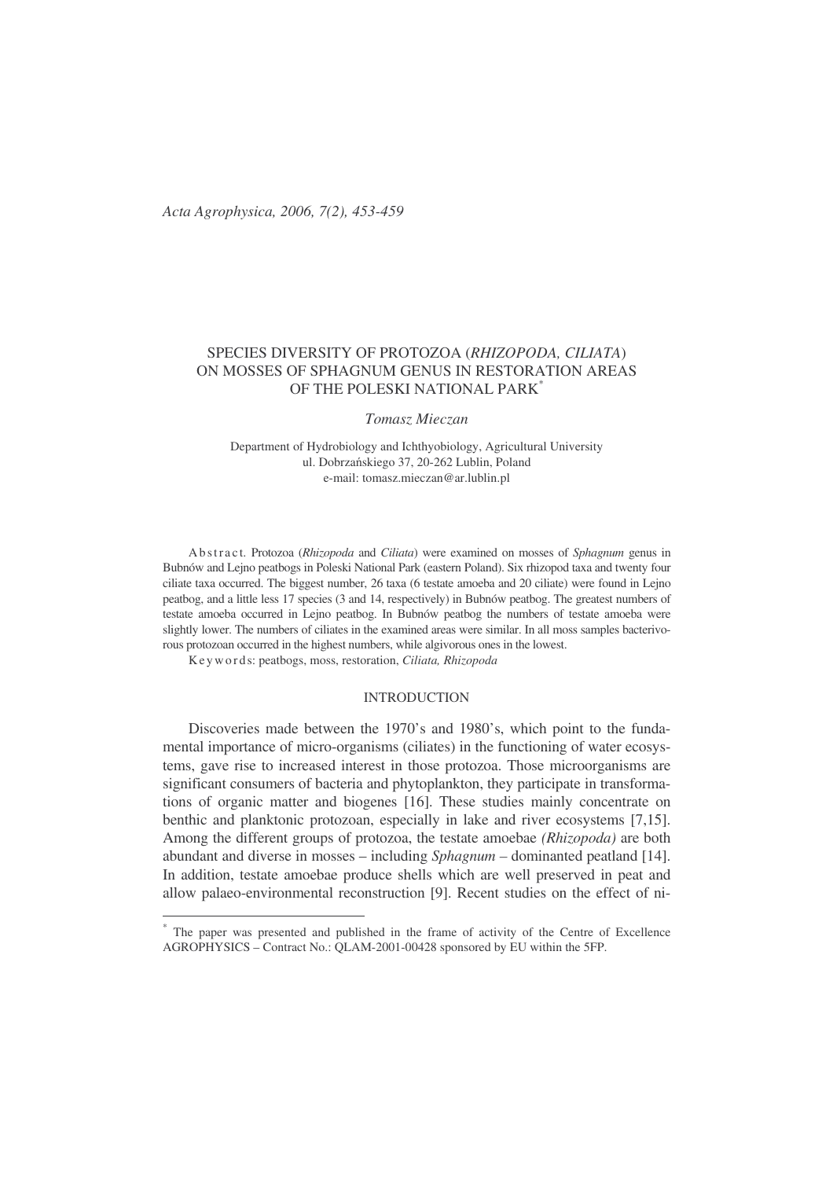# SPECIES DIVERSITY OF PROTOZOA (*RHIZOPODA, CILIATA*) ON MOSSES OF SPHAGNUM GENUS IN RESTORATION AREAS OF THE POLESKI NATIONAL PARK*

*Tomasz Mieczan*

Department of Hydrobiology and Ichthyobiology, Agricultural University
ul. Dobrzańskiego 37, 20-262 Lublin, Poland
e-mail: tomasz.mieczan@ar.lublin.pl

Abstract. Protozoa (*Rhizopoda* and *Ciliata*) were examined on mosses of *Sphagnum* genus in Bubnów and Lejno peatbogs in Poleski National Park (eastern Poland). Six rhizopod taxa and twenty four ciliate taxa occurred. The biggest number, 26 taxa (6 testate amoeba and 20 ciliate) were found in Lejno peatbog, and a little less 17 species (3 and 14, respectively) in Bubnów peatbog. The greatest numbers of testate amoeba occurred in Lejno peatbog. In Bubnów peatbog the numbers of testate amoeba were slightly lower. The numbers of ciliates in the examined areas were similar. In all moss samples bacterivorous protozoan occurred in the highest numbers, while algivorous ones in the lowest.

Keywords: peatbogs, moss, restoration, *Ciliata, Rhizopoda*

## INTRODUCTION

Discoveries made between the 1970's and 1980's, which point to the fundamental importance of micro-organisms (ciliates) in the functioning of water ecosystems, gave rise to increased interest in those protozoa. Those microorganisms are significant consumers of bacteria and phytoplankton, they participate in transformations of organic matter and biogenes [16]. These studies mainly concentrate on benthic and planktonic protozoan, especially in lake and river ecosystems [7,15]. Among the different groups of protozoa, the testate amoebae *(Rhizopoda)* are both abundant and diverse in mosses – including *Sphagnum* – dominanted peatland [14]. In addition, testate amoebae produce shells which are well preserved in peat and allow palaeo-environmental reconstruction [9]. Recent studies on the effect of ni-

* The paper was presented and published in the frame of activity of the Centre of Excellence AGROPHYSICS – Contract No.: QLAM-2001-00428 sponsored by EU within the 5FP.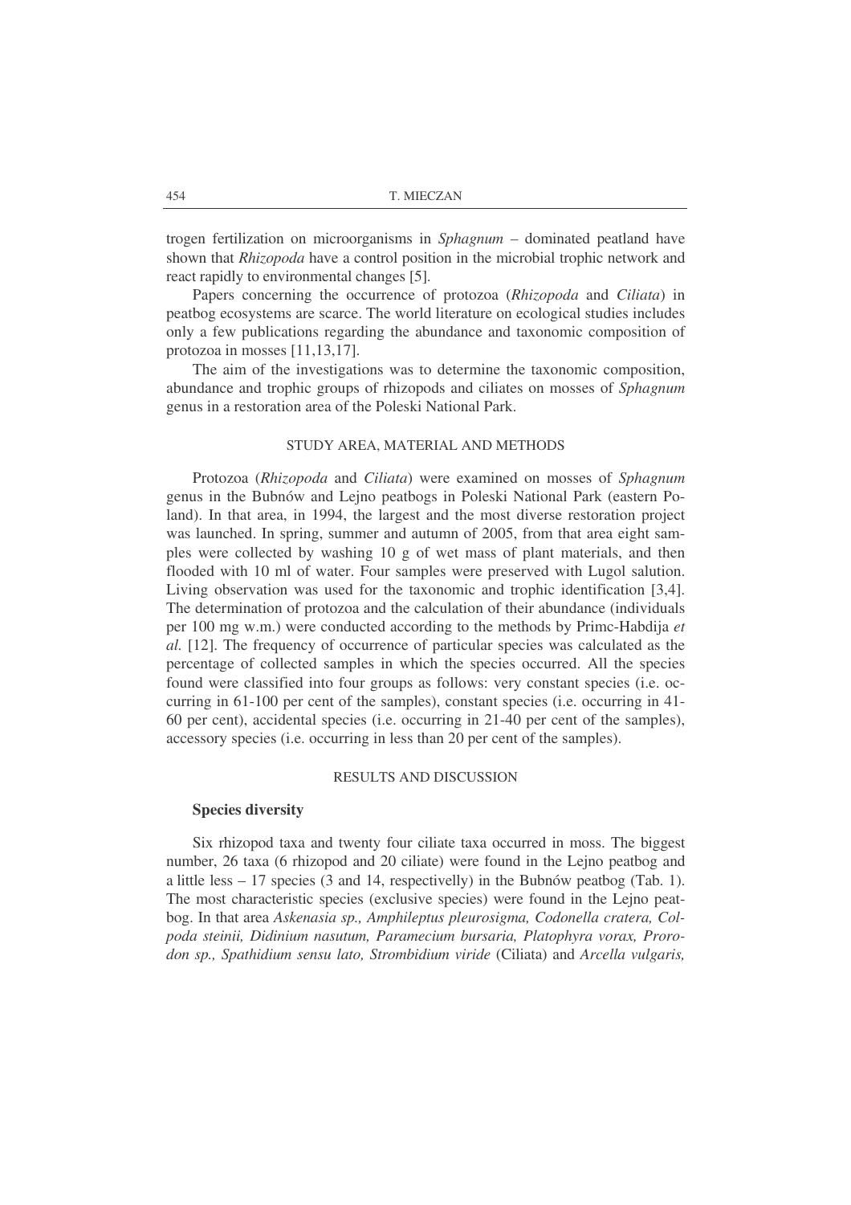trogen fertilization on microorganisms in *Sphagnum* – dominated peatland have shown that *Rhizopoda* have a control position in the microbial trophic network and react rapidly to environmental changes [5].

Papers concerning the occurrence of protozoa (*Rhizopoda* and *Ciliata*) in peatbog ecosystems are scarce. The world literature on ecological studies includes only a few publications regarding the abundance and taxonomic composition of protozoa in mosses [11,13,17].

The aim of the investigations was to determine the taxonomic composition, abundance and trophic groups of rhizopods and ciliates on mosses of *Sphagnum* genus in a restoration area of the Poleski National Park.

## STUDY AREA, MATERIAL AND METHODS

Protozoa (*Rhizopoda* and *Ciliata*) were examined on mosses of *Sphagnum* genus in the Bubnów and Lejno peatbogs in Poleski National Park (eastern Poland). In that area, in 1994, the largest and the most diverse restoration project was launched. In spring, summer and autumn of 2005, from that area eight samples were collected by washing 10 g of wet mass of plant materials, and then flooded with 10 ml of water. Four samples were preserved with Lugol salution. Living observation was used for the taxonomic and trophic identification [3,4]. The determination of protozoa and the calculation of their abundance (individuals per 100 mg w.m.) were conducted according to the methods by Primc-Habdija *et al.* [12]. The frequency of occurrence of particular species was calculated as the percentage of collected samples in which the species occurred. All the species found were classified into four groups as follows: very constant species (i.e. occurring in 61-100 per cent of the samples), constant species (i.e. occurring in 41-60 per cent), accidental species (i.e. occurring in 21-40 per cent of the samples), accessory species (i.e. occurring in less than 20 per cent of the samples).

## RESULTS AND DISCUSSION

### Species diversity

Six rhizopod taxa and twenty four ciliate taxa occurred in moss. The biggest number, 26 taxa (6 rhizopod and 20 ciliate) were found in the Lejno peatbog and a little less – 17 species (3 and 14, respectivelly) in the Bubnów peatbog (Tab. 1). The most characteristic species (exclusive species) were found in the Lejno peatbog. In that area *Askenasia sp., Amphileptus pleurosigma, Codonella cratera, Colpoda steinii, Didinium nasutum, Paramecium bursaria, Platophyra vorax, Prorodon sp., Spathidium sensu lato, Strombidium viride* (Ciliata) and *Arcella vulgaris,*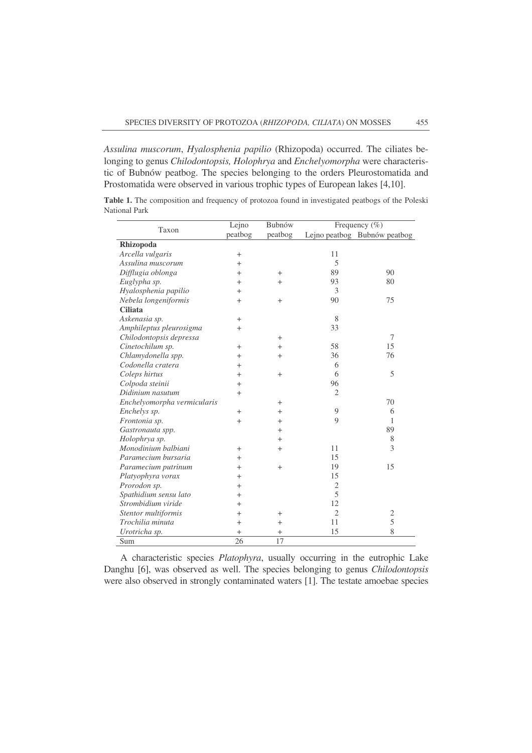*Assulina muscorum*, *Hyalosphenia papilio* (Rhizopoda) occurred. The ciliates belonging to genus *Chilodontopsis, Holophrya* and *Enchelyomorpha* were characteristic of Bubnów peatbog. The species belonging to the orders Pleurostomatida and Prostomatida were observed in various trophic types of European lakes [4,10].

**Table 1.** The composition and frequency of protozoa found in investigated peatbogs of the Poleski National Park

| Taxon | Lejno peatbog | Bubnów peatbog | Frequency (%) | |
|---|---|---|---|---|
| | | | Lejno peatbog | Bubnów peatbog |
| **Rhizopoda** | | | | |
| *Arcella vulgaris* | + | | 11 | |
| *Assulina muscorum* | + | | 5 | |
| *Difflugia oblonga* | + | + | 89 | 90 |
| *Euglypha sp.* | + | + | 93 | 80 |
| *Hyalosphenia papilio* | + | | 3 | |
| *Nebela longeniformis* | + | + | 90 | 75 |
| **Ciliata** | | | | |
| *Askenasia sp.* | + | | 8 | |
| *Amphileptus pleurosigma* | + | | 33 | |
| *Chilodontopsis depressa* | | + | | 7 |
| *Cinetochilum sp.* | + | + | 58 | 15 |
| *Chlamydonella spp.* | + | + | 36 | 76 |
| *Codonella cratera* | + | | 6 | |
| *Coleps hirtus* | + | + | 6 | 5 |
| *Colpoda steinii* | + | | 96 | |
| *Didinium nasutum* | + | | 2 | |
| *Enchelyomorpha vermicularis* | | + | | 70 |
| *Enchelys sp.* | + | + | 9 | 6 |
| *Frontonia sp.* | + | + | 9 | 1 |
| *Gastronauta spp.* | | + | | 89 |
| *Holophrya sp.* | | + | | 8 |
| *Monodinium balbiani* | + | + | 11 | 3 |
| *Paramecium bursaria* | + | | 15 | |
| *Paramecium putrinum* | + | + | 19 | 15 |
| *Platyophyra vorax* | + | | 15 | |
| *Prorodon sp.* | + | | 2 | |
| *Spathidium sensu lato* | + | | 5 | |
| *Strombidium viride* | + | | 12 | |
| *Stentor multiformis* | + | + | 2 | 2 |
| *Trochilia minuta* | + | + | 11 | 5 |
| *Urotricha sp.* | + | + | 15 | 8 |
| Sum | 26 | 17 | | |

A characteristic species *Platophyra*, usually occurring in the eutrophic Lake Danghu [6], was observed as well. The species belonging to genus *Chilodontopsis* were also observed in strongly contaminated waters [1]. The testate amoebae species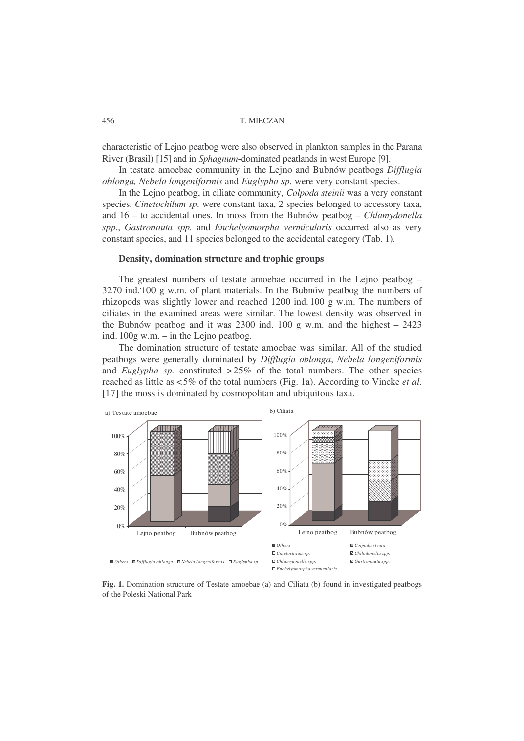characteristic of Lejno peatbog were also observed in plankton samples in the Parana River (Brasil) [15] and in *Sphagnum*-dominated peatlands in west Europe [9].

In testate amoebae community in the Lejno and Bubnów peatbogs *Difflugia oblonga, Nebela longeniformis* and *Euglypha sp.* were very constant species.

In the Lejno peatbog, in ciliate community, *Colpoda steinii* was a very constant species, *Cinetochilum sp.* were constant taxa, 2 species belonged to accessory taxa, and 16 – to accidental ones. In moss from the Bubnów peatbog – *Chlamydonella spp.*, *Gastronauta spp.* and *Enchelyomorpha vermicularis* occurred also as very constant species, and 11 species belonged to the accidental category (Tab. 1).

### Density, domination structure and trophic groups

The greatest numbers of testate amoebae occurred in the Lejno peatbog – 3270 ind.·100 g w.m. of plant materials. In the Bubnów peatbog the numbers of rhizopods was slightly lower and reached 1200 ind.·100 g w.m. The numbers of ciliates in the examined areas were similar. The lowest density was observed in the Bubnów peatbog and it was 2300 ind. 100 g w.m. and the highest – 2423 ind.·100g w.m. – in the Lejno peatbog.

The domination structure of testate amoebae was similar. All of the studied peatbogs were generally dominated by *Difflugia oblonga*, *Nebela longeniformis* and *Euglypha sp.* constituted >25% of the total numbers. The other species reached as little as <5% of the total numbers (Fig. 1a). According to Vincke *et al.* [17] the moss is dominated by cosmopolitan and ubiquitous taxa.

a) Testate amoebae

b) Ciliata

■ *Others* ▨ *Difflugia oblonga* ▨ *Nebela longeniformis* □ *Euglypha sp.*

■ *Others* ▨ *Colpoda steinii* □ *Cinetochilum sp.* ▨ *Chilodonella spp.* □ *Chlamydonella spp.* ▨ *Gastronauta spp.* □ *Enchelyomorpha vermicularis*

**Fig. 1.** Domination structure of Testate amoebae (a) and Ciliata (b) found in investigated peatbogs of the Poleski National Park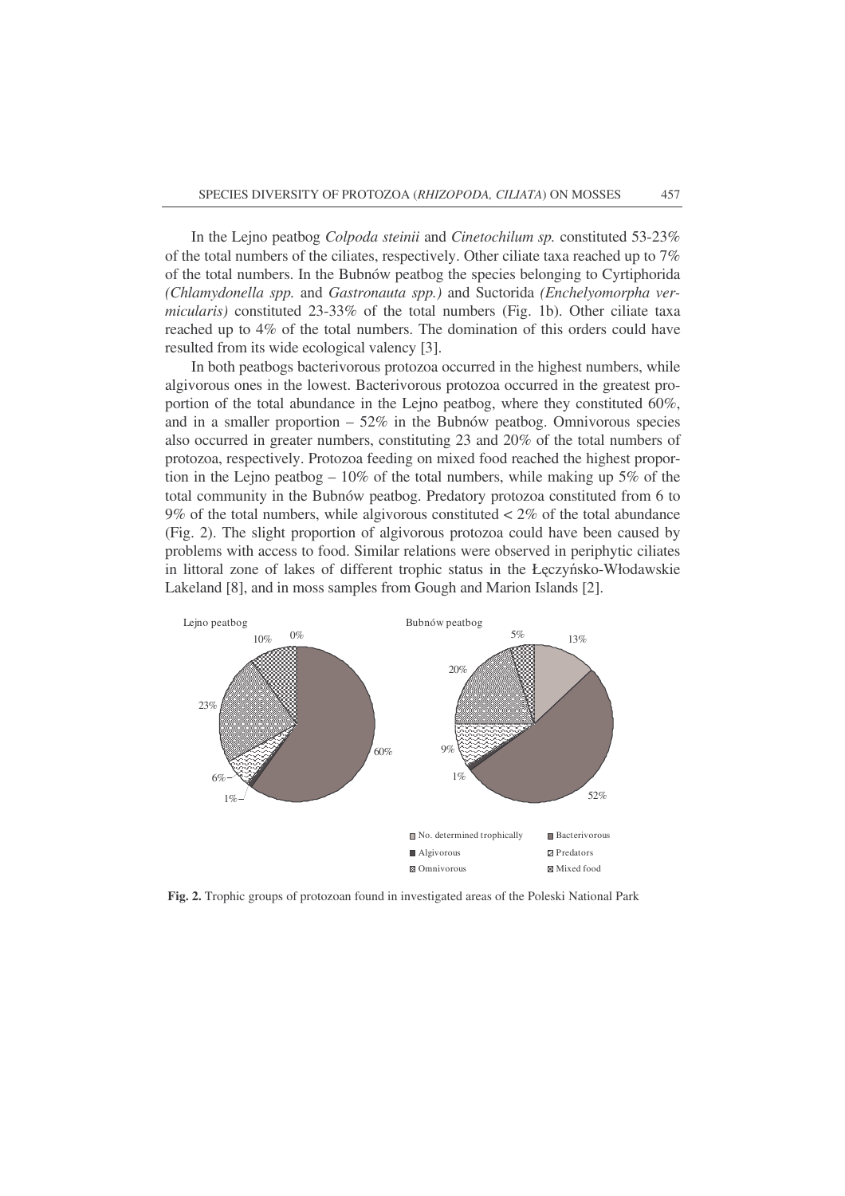In the Lejno peatbog *Colpoda steinii* and *Cinetochilum sp.* constituted 53-23% of the total numbers of the ciliates, respectively. Other ciliate taxa reached up to 7% of the total numbers. In the Bubnów peatbog the species belonging to Cyrtiphorida *(Chlamydonella spp.* and *Gastronauta spp.)* and Suctorida *(Enchelyomorpha vermicularis)* constituted 23-33% of the total numbers (Fig. 1b). Other ciliate taxa reached up to 4% of the total numbers. The domination of this orders could have resulted from its wide ecological valency [3].

In both peatbogs bacterivorous protozoa occurred in the highest numbers, while algivorous ones in the lowest. Bacterivorous protozoa occurred in the greatest proportion of the total abundance in the Lejno peatbog, where they constituted 60%, and in a smaller proportion – 52% in the Bubnów peatbog. Omnivorous species also occurred in greater numbers, constituting 23 and 20% of the total numbers of protozoa, respectively. Protozoa feeding on mixed food reached the highest proportion in the Lejno peatbog – 10% of the total numbers, while making up 5% of the total community in the Bubnów peatbog. Predatory protozoa constituted from 6 to 9% of the total numbers, while algivorous constituted < 2% of the total abundance (Fig. 2). The slight proportion of algivorous protozoa could have been caused by problems with access to food. Similar relations were observed in periphytic ciliates in littoral zone of lakes of different trophic status in the Łęczyńsko-Włodawskie Lakeland [8], and in moss samples from Gough and Marion Islands [2].

Lejno peatbog: 0%, 10%, 23%, 6%, 1%, 60%

Bubnów peatbog: 5%, 13%, 20%, 9%, 1%, 52%

No. determined trophically; Bacterivorous; Algivorous; Predators; Omnivorous; Mixed food

**Fig. 2.** Trophic groups of protozoan found in investigated areas of the Poleski National Park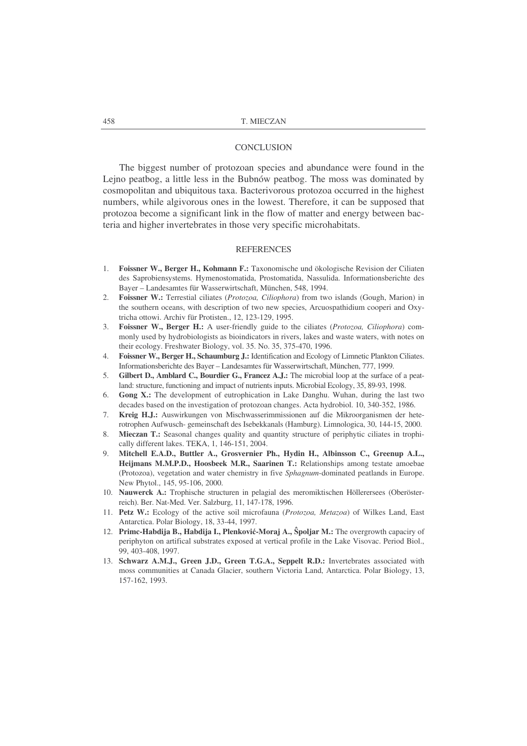## CONCLUSION

The biggest number of protozoan species and abundance were found in the Lejno peatbog, a little less in the Bubnów peatbog. The moss was dominated by cosmopolitan and ubiquitous taxa. Bacterivorous protozoa occurred in the highest numbers, while algivorous ones in the lowest. Therefore, it can be supposed that protozoa become a significant link in the flow of matter and energy between bacteria and higher invertebrates in those very specific microhabitats.

## REFERENCES

1. **Foissner W., Berger H., Kohmann F.:** Taxonomische und ökologische Revision der Ciliaten des Saprobiensystems. Hymenostomatida, Prostomatida, Nassulida. Informationsberichte des Bayer – Landesamtes für Wasserwirtschaft, München, 548, 1994.
2. **Foissner W.:** Terrestial ciliates (*Protozoa, Ciliophora*) from two islands (Gough, Marion) in the southern oceans, with description of two new species, Arcuospathidium cooperi and Oxytricha ottowi. Archiv für Protisten., 12, 123-129, 1995.
3. **Foissner W., Berger H.:** A user-friendly guide to the ciliates (*Protozoa, Ciliophora*) commonly used by hydrobiologists as bioindicators in rivers, lakes and waste waters, with notes on their ecology. Freshwater Biology, vol. 35. No. 35, 375-470, 1996.
4. **Foissner W., Berger H., Schaumburg J.:** Identification and Ecology of Limnetic Plankton Ciliates. Informationsberichte des Bayer – Landesamtes für Wasserwirtschaft, München, 777, 1999.
5. **Gilbert D., Amblard C., Bourdier G., Francez A.J.:** The microbial loop at the surface of a peatland: structure, functioning and impact of nutrients inputs. Microbial Ecology, 35, 89-93, 1998.
6. **Gong X.:** The development of eutrophication in Lake Danghu. Wuhan, during the last two decades based on the investigation of protozoan changes. Acta hydrobiol. 10, 340-352, 1986.
7. **Kreig H.J.:** Auswirkungen von Mischwasserimmissionen auf die Mikroorganismen der heterotrophen Aufwusch- gemeinschaft des Isebekkanals (Hamburg). Limnologica, 30, 144-15, 2000.
8. **Mieczan T.:** Seasonal changes quality and quantity structure of periphytic ciliates in trophically different lakes. TEKA, 1, 146-151, 2004.
9. **Mitchell E.A.D., Buttler A., Grosvernier Ph., Hydin H., Albinsson C., Greenup A.L., Heijmans M.M.P.D., Hoosbeek M.R., Saarinen T.:** Relationships among testate amoebae (Protozoa), vegetation and water chemistry in five *Sphagnum*-dominated peatlands in Europe. New Phytol., 145, 95-106, 2000.
10. **Nauwerck A.:** Trophische structuren in pelagial des meromiktischen Höllerersees (Oberösterreich). Ber. Nat-Med. Ver. Salzburg, 11, 147-178, 1996.
11. **Petz W.:** Ecology of the active soil microfauna (*Protozoa, Metazoa*) of Wilkes Land, East Antarctica. Polar Biology, 18, 33-44, 1997.
12. **Primc-Habdija B., Habdija I., Plenković-Moraj A., Ŝpoljar M.:** The overgrowth capaciry of periphyton on artifical substrates exposed at vertical profile in the Lake Visovac. Period Biol., 99, 403-408, 1997.
13. **Schwarz A.M.J., Green J.D., Green T.G.A., Seppelt R.D.:** Invertebrates associated with moss communities at Canada Glacier, southern Victoria Land, Antarctica. Polar Biology, 13, 157-162, 1993.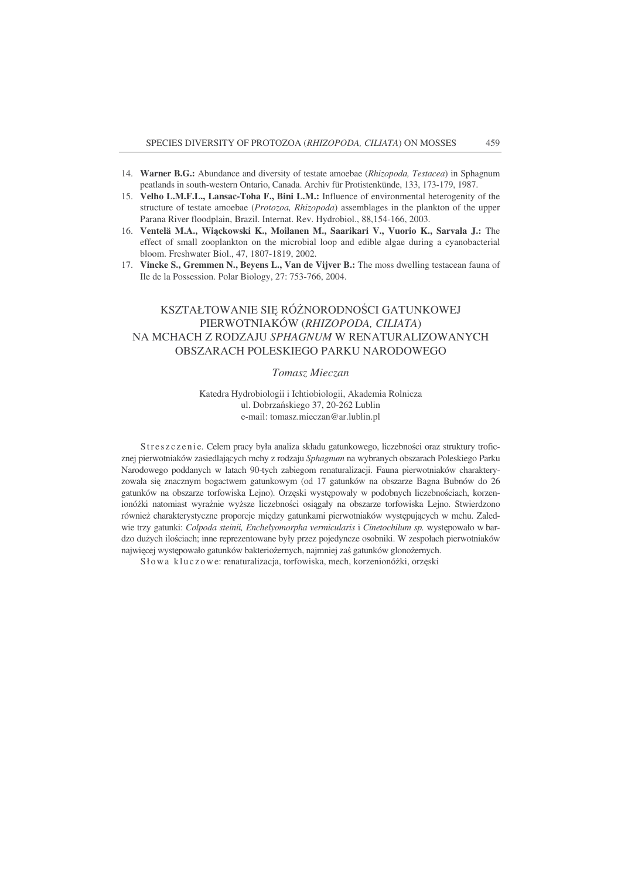14. **Warner B.G.:** Abundance and diversity of testate amoebae (*Rhizopoda, Testacea*) in Sphagnum peatlands in south-western Ontario, Canada. Archiv für Protistenkünde, 133, 173-179, 1987.
15. **Velho L.M.F.L., Lansac-Toha F., Bini L.M.:** Influence of environmental heterogenity of the structure of testate amoebae (*Protozoa, Rhizopoda*) assemblages in the plankton of the upper Parana River floodplain, Brazil. Internat. Rev. Hydrobiol., 88,154-166, 2003.
16. **Ventelä M.A., Wiąckowski K., Moilanen M., Saarikari V., Vuorio K., Sarvala J.:** The effect of small zooplankton on the microbial loop and edible algae during a cyanobacterial bloom. Freshwater Biol., 47, 1807-1819, 2002.
17. **Vincke S., Gremmen N., Beyens L., Van de Vijver B.:** The moss dwelling testacean fauna of Ile de la Possession. Polar Biology, 27: 753-766, 2004.

## KSZTAŁTOWANIE SIĘ RÓŻNORODNOŚCI GATUNKOWEJ PIERWOTNIAKÓW (*RHIZOPODA, CILIATA*) NA MCHACH Z RODZAJU *SPHAGNUM* W RENATURALIZOWANYCH OBSZARACH POLESKIEGO PARKU NARODOWEGO

*Tomasz Mieczan*

Katedra Hydrobiologii i Ichtiobiologii, Akademia Rolnicza
ul. Dobrzańskiego 37, 20-262 Lublin
e-mail: tomasz.mieczan@ar.lublin.pl

Streszczenie. Celem pracy była analiza składu gatunkowego, liczebności oraz struktury troficznej pierwotniaków zasiedlających mchy z rodzaju *Sphagnum* na wybranych obszarach Poleskiego Parku Narodowego poddanych w latach 90-tych zabiegom renaturalizacji. Fauna pierwotniaków charakteryzowała się znacznym bogactwem gatunkowym (od 17 gatunków na obszarze Bagna Bubnów do 26 gatunków na obszarze torfowiska Lejno). Orzęski występowały w podobnych liczebnościach, korzenionóżki natomiast wyraźnie wyższe liczebności osiągały na obszarze torfowiska Lejno. Stwierdzono również charakterystyczne proporcje między gatunkami pierwotniaków występujących w mchu. Zaledwie trzy gatunki: *Colpoda steinii, Enchelyomorpha vermicularis* i *Cinetochilum sp.* występowało w bardzo dużych ilościach; inne reprezentowane były przez pojedyncze osobniki. W zespołach pierwotniaków najwięcej występowało gatunków bakteriożernych, najmniej zaś gatunków glonożernych.

Słowa kluczowe: renaturalizacja, torfowiska, mech, korzenionóżki, orzęski